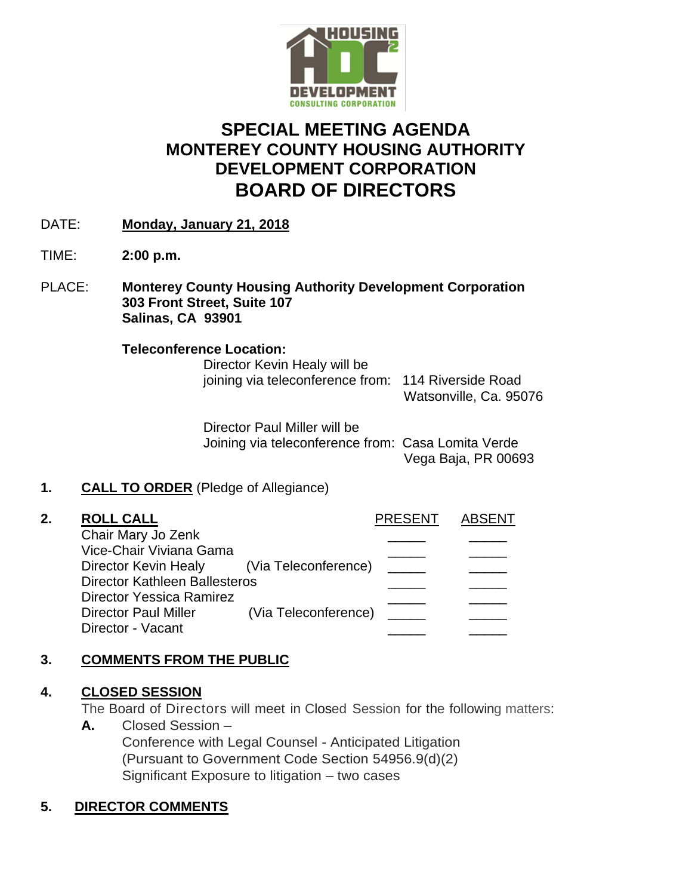# SPECIAL MEETING AGENDA
# MONTEREY COUNTY HOUSING AUTHORITY DEVELOPMENT CORPORATION
# BOARD OF DIRECTORS

DATE: **Monday, January 21, 2018**

TIME: **2:00 p.m.**

PLACE: **Monterey County Housing Authority Development Corporation**
**303 Front Street, Suite 107**
**Salinas, CA 93901**

**Teleconference Location:**

Director Kevin Healy will be joining via teleconference from: 114 Riverside Road, Watsonville, Ca. 95076

Director Paul Miller will be Joining via teleconference from: Casa Lomita Verde, Vega Baja, PR 00693

**1. CALL TO ORDER** (Pledge of Allegiance)

**2. ROLL CALL**

| | | PRESENT | ABSENT |
|---|---|---|---|
| Chair Mary Jo Zenk | | _____ | _____ |
| Vice-Chair Viviana Gama | | _____ | _____ |
| Director Kevin Healy | (Via Teleconference) | _____ | _____ |
| Director Kathleen Ballesteros | | _____ | _____ |
| Director Yessica Ramirez | | _____ | _____ |
| Director Paul Miller | (Via Teleconference) | _____ | _____ |
| Director - Vacant | | _____ | _____ |

**3. COMMENTS FROM THE PUBLIC**

**4. CLOSED SESSION**

The Board of Directors will meet in Closed Session for the following matters:

**A.** Closed Session –
Conference with Legal Counsel - Anticipated Litigation
(Pursuant to Government Code Section 54956.9(d)(2)
Significant Exposure to litigation – two cases

**5. DIRECTOR COMMENTS**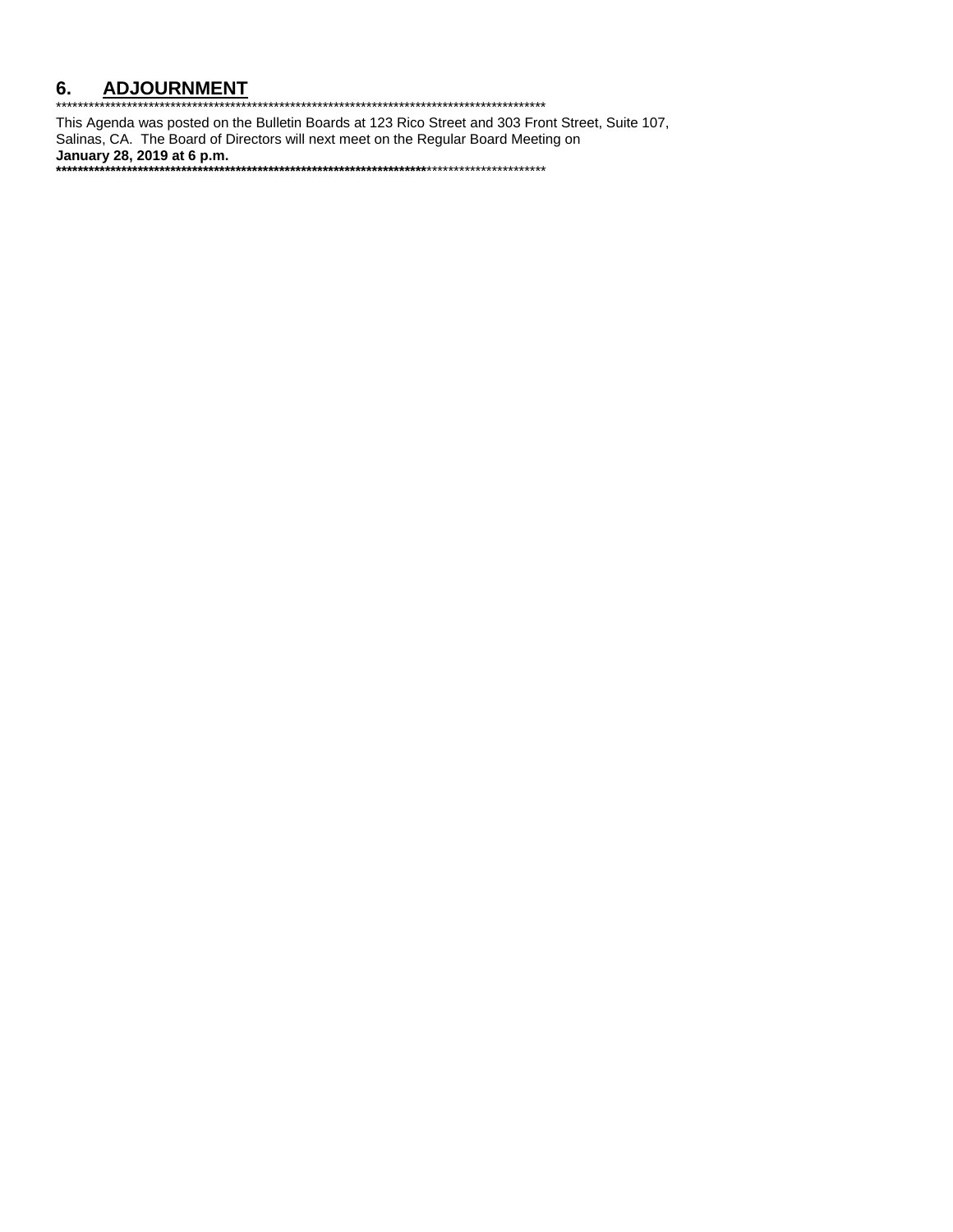## 6. ADJOURNMENT

*******************************************************************************************

This Agenda was posted on the Bulletin Boards at 123 Rico Street and 303 Front Street, Suite 107, Salinas, CA. The Board of Directors will next meet on the Regular Board Meeting on **January 28, 2019 at 6 p.m.**

*******************************************************************************************